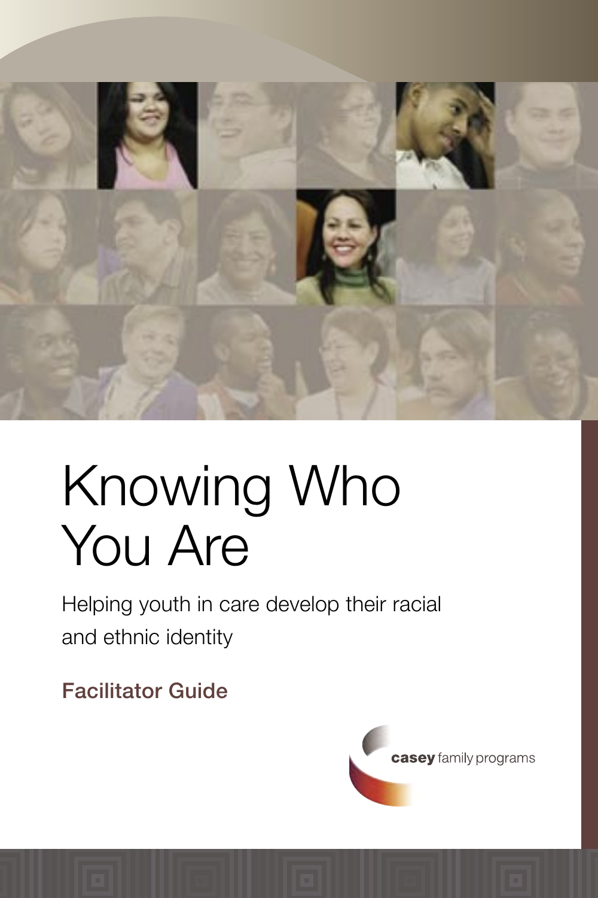# Knowing Who You Are

Helping youth in care develop their racial and ethnic identity

**Facilitator Guide**

casey family programs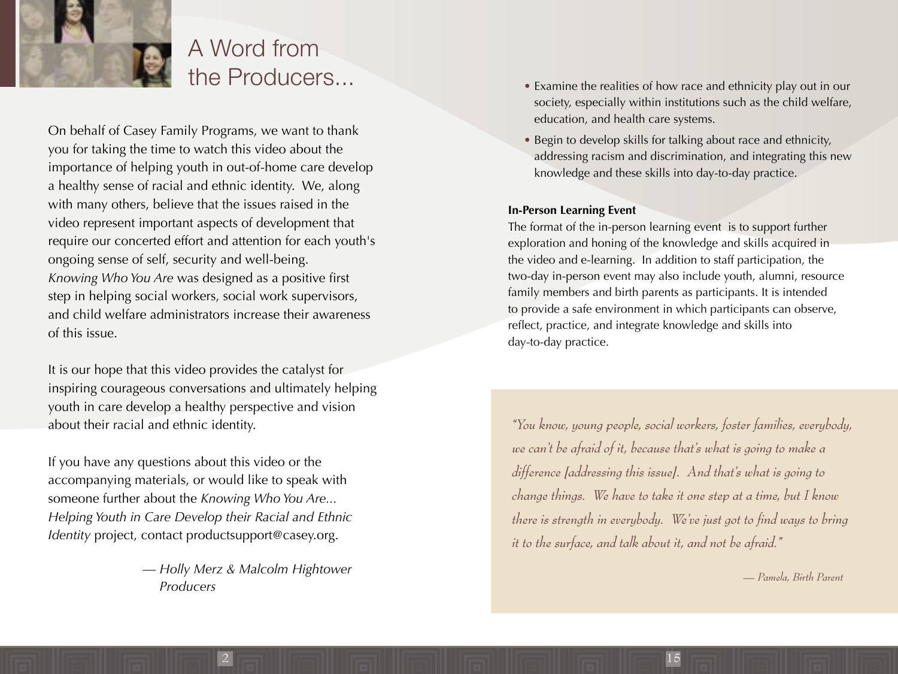# A Word from the Producers...

On behalf of Casey Family Programs, we want to thank you for taking the time to watch this video about the importance of helping youth in out-of-home care develop a healthy sense of racial and ethnic identity. We, along with many others, believe that the issues raised in the video represent important aspects of development that require our concerted effort and attention for each youth's ongoing sense of self, security and well-being. *Knowing Who You Are* was designed as a positive first step in helping social workers, social work supervisors, and child welfare administrators increase their awareness of this issue.

It is our hope that this video provides the catalyst for inspiring courageous conversations and ultimately helping youth in care develop a healthy perspective and vision about their racial and ethnic identity.

If you have any questions about this video or the accompanying materials, or would like to speak with someone further about the *Knowing Who You Are... Helping Youth in Care Develop their Racial and Ethnic Identity* project, contact productsupport@casey.org.

— *Holly Merz & Malcolm Hightower*
*Producers*

- Examine the realities of how race and ethnicity play out in our society, especially within institutions such as the child welfare, education, and health care systems.
- Begin to develop skills for talking about race and ethnicity, addressing racism and discrimination, and integrating this new knowledge and these skills into day-to-day practice.

**In-Person Learning Event**

The format of the in-person learning event is to support further exploration and honing of the knowledge and skills acquired in the video and e-learning. In addition to staff participation, the two-day in-person event may also include youth, alumni, resource family members and birth parents as participants. It is intended to provide a safe environment in which participants can observe, reflect, practice, and integrate knowledge and skills into day-to-day practice.

*"You know, young people, social workers, foster families, everybody, we can't be afraid of it, because that's what is going to make a difference [addressing this issue]. And that's what is going to change things. We have to take it one step at a time, but I know there is strength in everybody. We've just got to find ways to bring it to the surface, and talk about it, and not be afraid."*

*— Pamela, Birth Parent*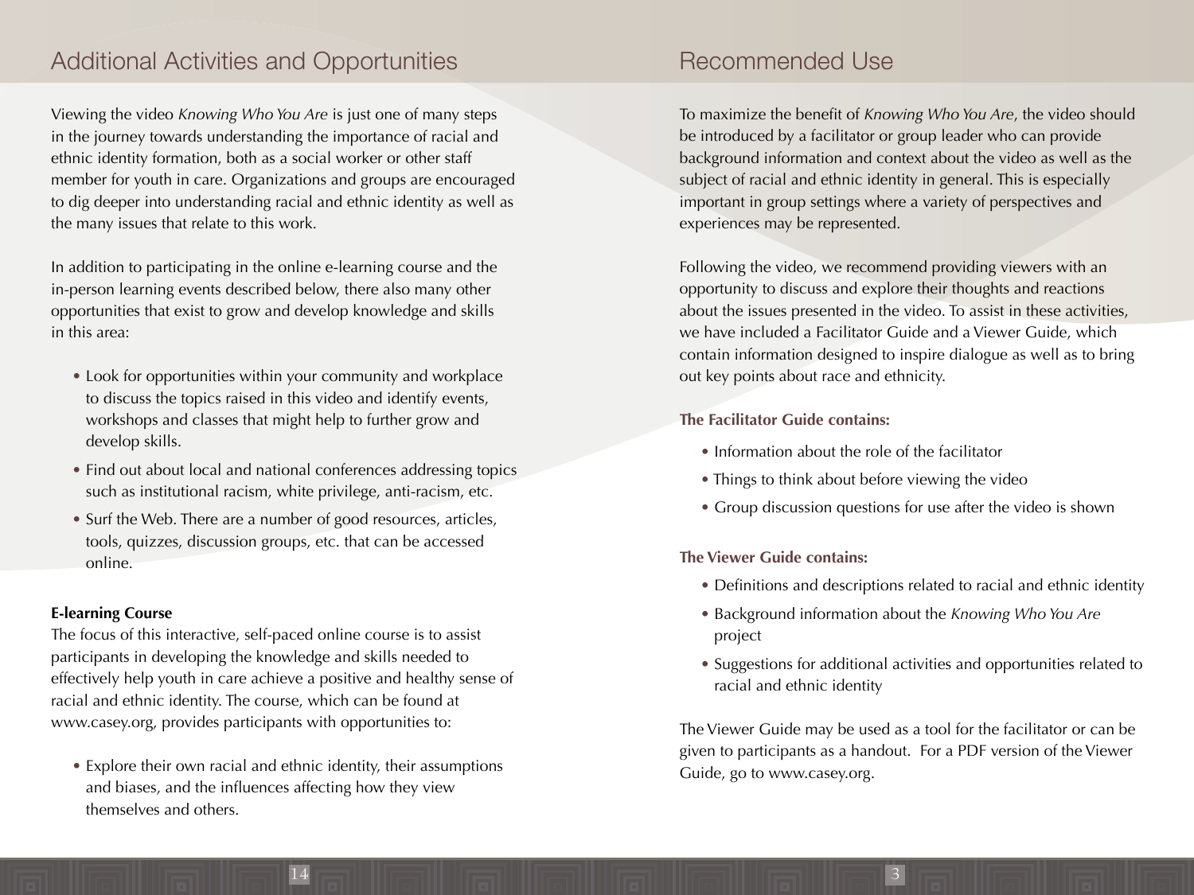## Additional Activities and Opportunities

Viewing the video *Knowing Who You Are* is just one of many steps in the journey towards understanding the importance of racial and ethnic identity formation, both as a social worker or other staff member for youth in care. Organizations and groups are encouraged to dig deeper into understanding racial and ethnic identity as well as the many issues that relate to this work.

In addition to participating in the online e-learning course and the in-person learning events described below, there also many other opportunities that exist to grow and develop knowledge and skills in this area:

- Look for opportunities within your community and workplace to discuss the topics raised in this video and identify events, workshops and classes that might help to further grow and develop skills.
- Find out about local and national conferences addressing topics such as institutional racism, white privilege, anti-racism, etc.
- Surf the Web. There are a number of good resources, articles, tools, quizzes, discussion groups, etc. that can be accessed online.

**E-learning Course**

The focus of this interactive, self-paced online course is to assist participants in developing the knowledge and skills needed to effectively help youth in care achieve a positive and healthy sense of racial and ethnic identity. The course, which can be found at www.casey.org, provides participants with opportunities to:

- Explore their own racial and ethnic identity, their assumptions and biases, and the influences affecting how they view themselves and others.

## Recommended Use

To maximize the benefit of *Knowing Who You Are*, the video should be introduced by a facilitator or group leader who can provide background information and context about the video as well as the subject of racial and ethnic identity in general. This is especially important in group settings where a variety of perspectives and experiences may be represented.

Following the video, we recommend providing viewers with an opportunity to discuss and explore their thoughts and reactions about the issues presented in the video. To assist in these activities, we have included a Facilitator Guide and a Viewer Guide, which contain information designed to inspire dialogue as well as to bring out key points about race and ethnicity.

**The Facilitator Guide contains:**

- Information about the role of the facilitator
- Things to think about before viewing the video
- Group discussion questions for use after the video is shown

**The Viewer Guide contains:**

- Definitions and descriptions related to racial and ethnic identity
- Background information about the *Knowing Who You Are* project
- Suggestions for additional activities and opportunities related to racial and ethnic identity

The Viewer Guide may be used as a tool for the facilitator or can be given to participants as a handout. For a PDF version of the Viewer Guide, go to www.casey.org.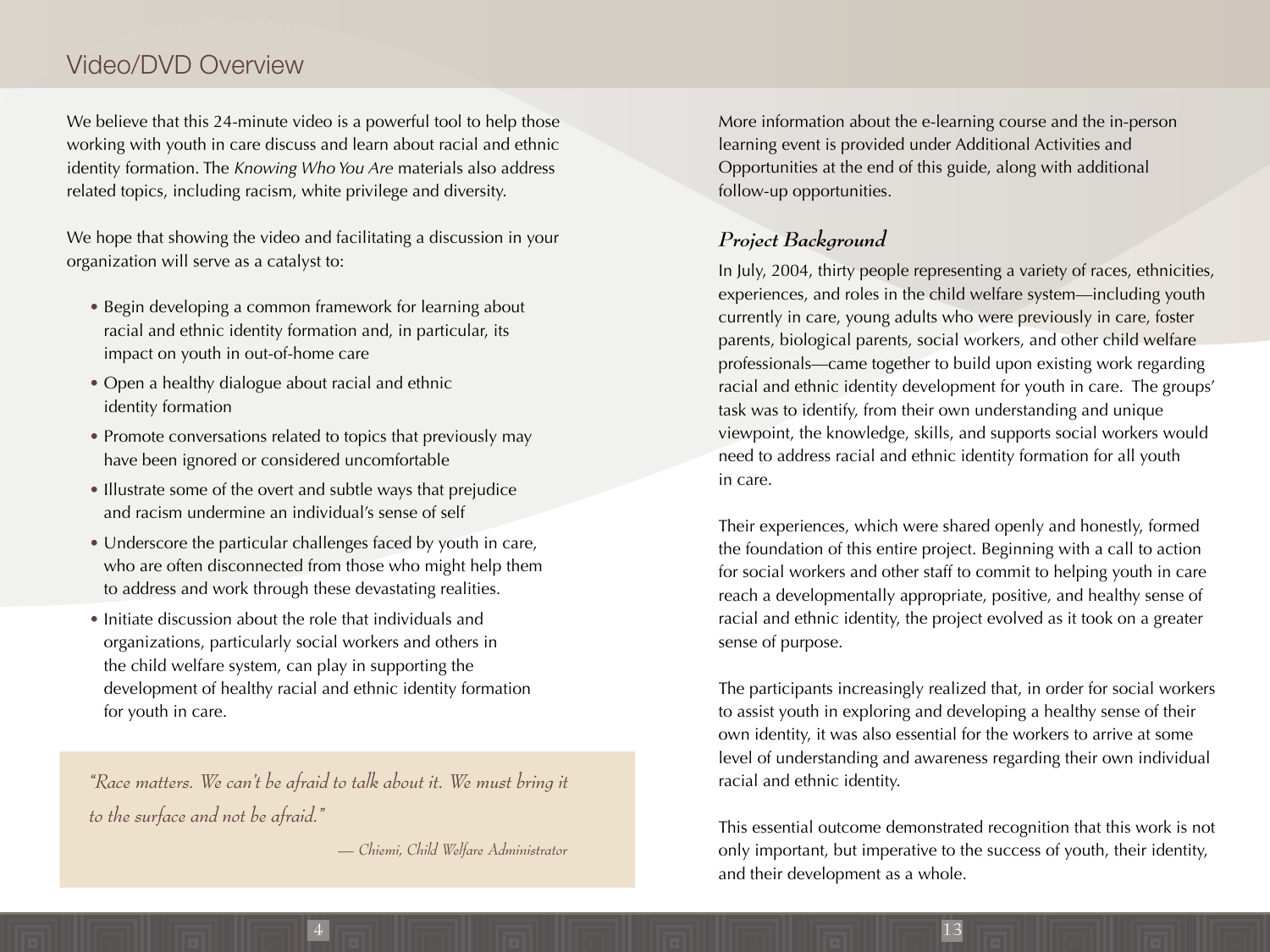## Video/DVD Overview

We believe that this 24-minute video is a powerful tool to help those working with youth in care discuss and learn about racial and ethnic identity formation. The *Knowing Who You Are* materials also address related topics, including racism, white privilege and diversity.

We hope that showing the video and facilitating a discussion in your organization will serve as a catalyst to:

- Begin developing a common framework for learning about racial and ethnic identity formation and, in particular, its impact on youth in out-of-home care
- Open a healthy dialogue about racial and ethnic identity formation
- Promote conversations related to topics that previously may have been ignored or considered uncomfortable
- Illustrate some of the overt and subtle ways that prejudice and racism undermine an individual's sense of self
- Underscore the particular challenges faced by youth in care, who are often disconnected from those who might help them to address and work through these devastating realities.
- Initiate discussion about the role that individuals and organizations, particularly social workers and others in the child welfare system, can play in supporting the development of healthy racial and ethnic identity formation for youth in care.

> *"Race matters. We can't be afraid to talk about it. We must bring it to the surface and not be afraid."*
>
> *— Chiemi, Child Welfare Administrator*

More information about the e-learning course and the in-person learning event is provided under Additional Activities and Opportunities at the end of this guide, along with additional follow-up opportunities.

### *Project Background*

In July, 2004, thirty people representing a variety of races, ethnicities, experiences, and roles in the child welfare system—including youth currently in care, young adults who were previously in care, foster parents, biological parents, social workers, and other child welfare professionals—came together to build upon existing work regarding racial and ethnic identity development for youth in care. The groups' task was to identify, from their own understanding and unique viewpoint, the knowledge, skills, and supports social workers would need to address racial and ethnic identity formation for all youth in care.

Their experiences, which were shared openly and honestly, formed the foundation of this entire project. Beginning with a call to action for social workers and other staff to commit to helping youth in care reach a developmentally appropriate, positive, and healthy sense of racial and ethnic identity, the project evolved as it took on a greater sense of purpose.

The participants increasingly realized that, in order for social workers to assist youth in exploring and developing a healthy sense of their own identity, it was also essential for the workers to arrive at some level of understanding and awareness regarding their own individual racial and ethnic identity.

This essential outcome demonstrated recognition that this work is not only important, but imperative to the success of youth, their identity, and their development as a whole.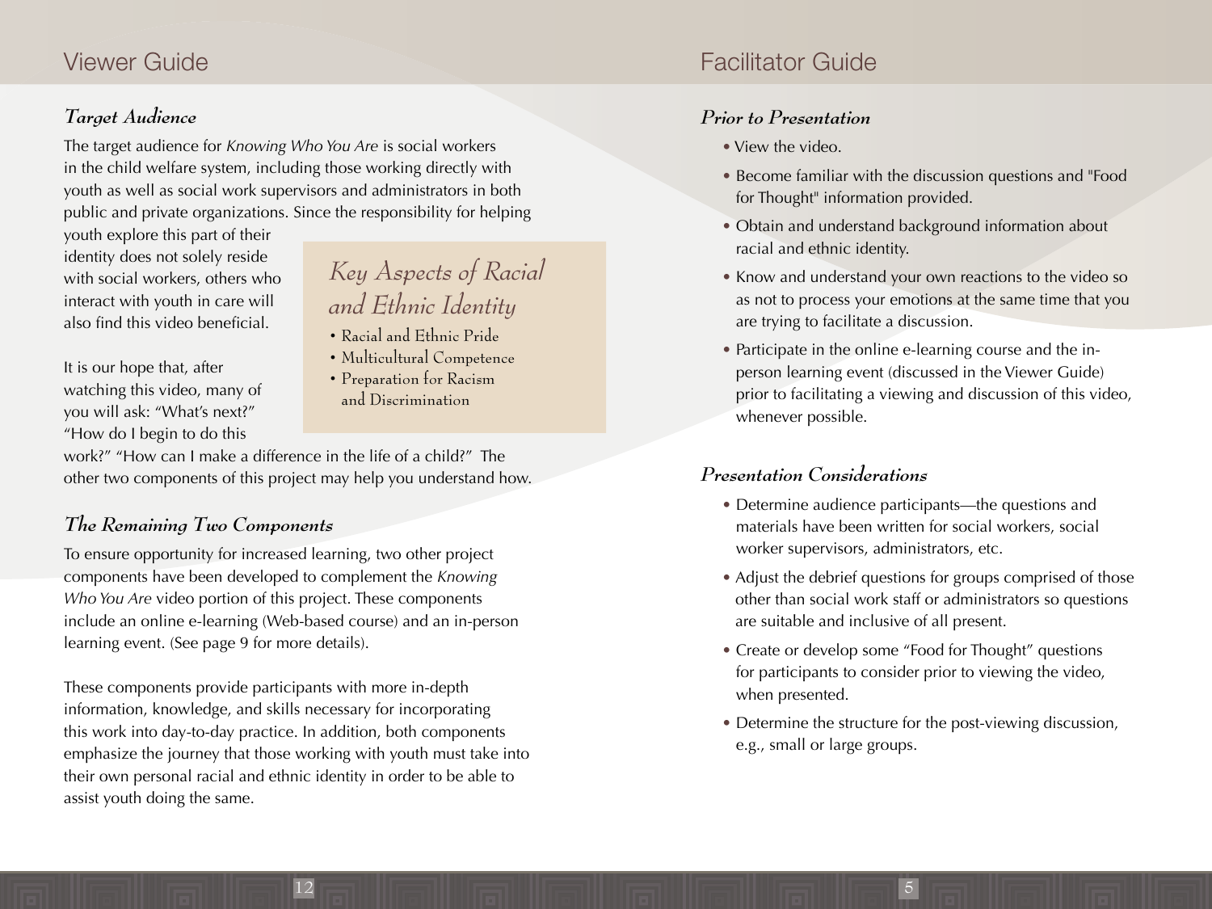# Viewer Guide

### *Target Audience*

The target audience for *Knowing Who You Are* is social workers in the child welfare system, including those working directly with youth as well as social work supervisors and administrators in both public and private organizations. Since the responsibility for helping youth explore this part of their identity does not solely reside with social workers, others who interact with youth in care will also find this video beneficial.

It is our hope that, after watching this video, many of you will ask: "What's next?" "How do I begin to do this work?" "How can I make a difference in the life of a child?" The other two components of this project may help you understand how.

> *Key Aspects of Racial and Ethnic Identity*
>
> - Racial and Ethnic Pride
> - Multicultural Competence
> - Preparation for Racism and Discrimination

### *The Remaining Two Components*

To ensure opportunity for increased learning, two other project components have been developed to complement the *Knowing Who You Are* video portion of this project. These components include an online e-learning (Web-based course) and an in-person learning event. (See page 9 for more details).

These components provide participants with more in-depth information, knowledge, and skills necessary for incorporating this work into day-to-day practice. In addition, both components emphasize the journey that those working with youth must take into their own personal racial and ethnic identity in order to be able to assist youth doing the same.

# Facilitator Guide

### *Prior to Presentation*

- View the video.
- Become familiar with the discussion questions and "Food for Thought" information provided.
- Obtain and understand background information about racial and ethnic identity.
- Know and understand your own reactions to the video so as not to process your emotions at the same time that you are trying to facilitate a discussion.
- Participate in the online e-learning course and the in-person learning event (discussed in the Viewer Guide) prior to facilitating a viewing and discussion of this video, whenever possible.

### *Presentation Considerations*

- Determine audience participants—the questions and materials have been written for social workers, social worker supervisors, administrators, etc.
- Adjust the debrief questions for groups comprised of those other than social work staff or administrators so questions are suitable and inclusive of all present.
- Create or develop some "Food for Thought" questions for participants to consider prior to viewing the video, when presented.
- Determine the structure for the post-viewing discussion, e.g., small or large groups.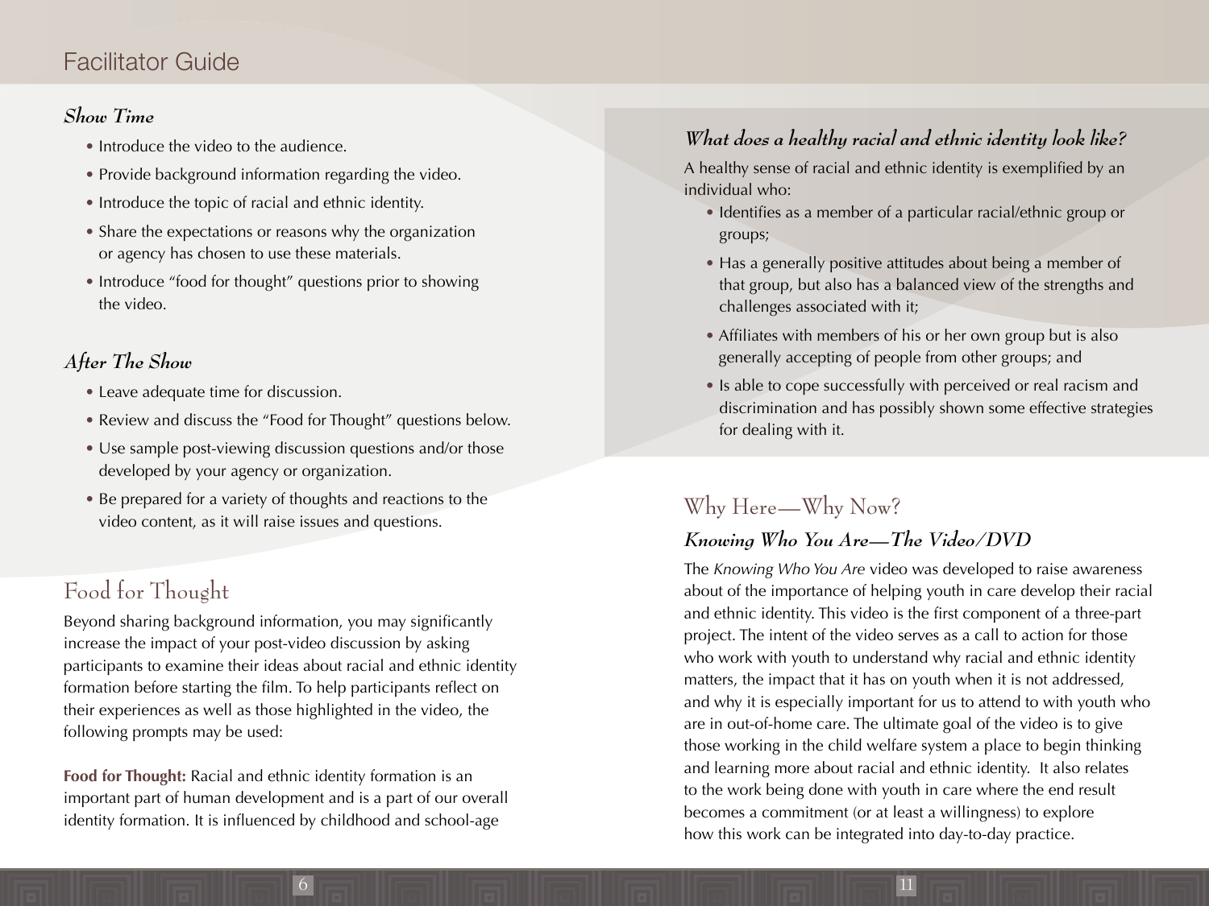### *Show Time*

- Introduce the video to the audience.
- Provide background information regarding the video.
- Introduce the topic of racial and ethnic identity.
- Share the expectations or reasons why the organization or agency has chosen to use these materials.
- Introduce "food for thought" questions prior to showing the video.

### *After The Show*

- Leave adequate time for discussion.
- Review and discuss the "Food for Thought" questions below.
- Use sample post-viewing discussion questions and/or those developed by your agency or organization.
- Be prepared for a variety of thoughts and reactions to the video content, as it will raise issues and questions.

## Food for Thought

Beyond sharing background information, you may significantly increase the impact of your post-video discussion by asking participants to examine their ideas about racial and ethnic identity formation before starting the film. To help participants reflect on their experiences as well as those highlighted in the video, the following prompts may be used:

**Food for Thought:** Racial and ethnic identity formation is an important part of human development and is a part of our overall identity formation. It is influenced by childhood and school-age

### *What does a healthy racial and ethnic identity look like?*

A healthy sense of racial and ethnic identity is exemplified by an individual who:

- Identifies as a member of a particular racial/ethnic group or groups;
- Has a generally positive attitudes about being a member of that group, but also has a balanced view of the strengths and challenges associated with it;
- Affiliates with members of his or her own group but is also generally accepting of people from other groups; and
- Is able to cope successfully with perceived or real racism and discrimination and has possibly shown some effective strategies for dealing with it.

## Why Here—Why Now?

### *Knowing Who You Are—The Video/DVD*

The *Knowing Who You Are* video was developed to raise awareness about of the importance of helping youth in care develop their racial and ethnic identity. This video is the first component of a three-part project. The intent of the video serves as a call to action for those who work with youth to understand why racial and ethnic identity matters, the impact that it has on youth when it is not addressed, and why it is especially important for us to attend to with youth who are in out-of-home care. The ultimate goal of the video is to give those working in the child welfare system a place to begin thinking and learning more about racial and ethnic identity. It also relates to the work being done with youth in care where the end result becomes a commitment (or at least a willingness) to explore how this work can be integrated into day-to-day practice.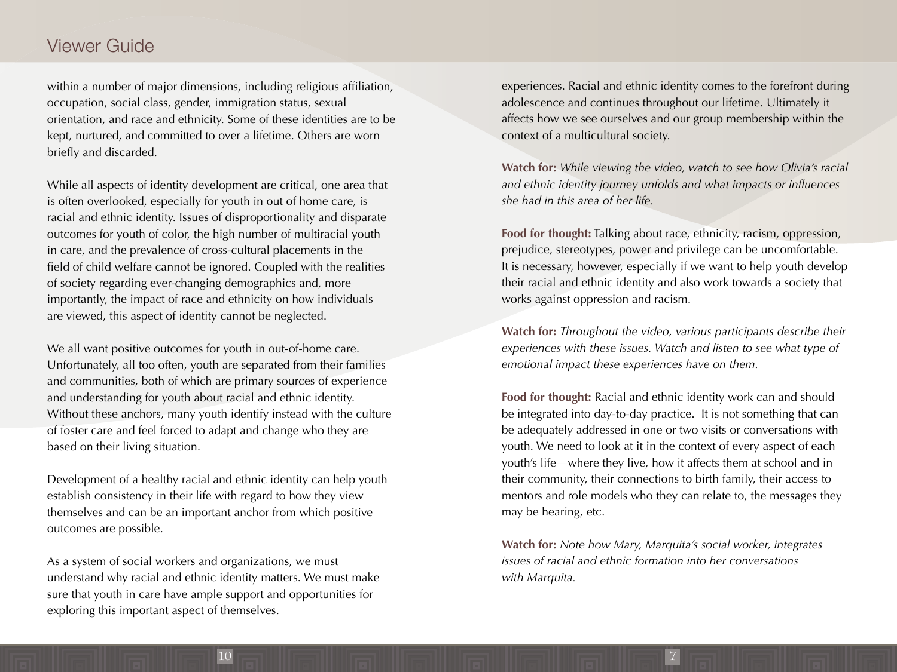within a number of major dimensions, including religious affiliation, occupation, social class, gender, immigration status, sexual orientation, and race and ethnicity. Some of these identities are to be kept, nurtured, and committed to over a lifetime. Others are worn briefly and discarded.

While all aspects of identity development are critical, one area that is often overlooked, especially for youth in out of home care, is racial and ethnic identity. Issues of disproportionality and disparate outcomes for youth of color, the high number of multiracial youth in care, and the prevalence of cross-cultural placements in the field of child welfare cannot be ignored. Coupled with the realities of society regarding ever-changing demographics and, more importantly, the impact of race and ethnicity on how individuals are viewed, this aspect of identity cannot be neglected.

We all want positive outcomes for youth in out-of-home care. Unfortunately, all too often, youth are separated from their families and communities, both of which are primary sources of experience and understanding for youth about racial and ethnic identity. Without these anchors, many youth identify instead with the culture of foster care and feel forced to adapt and change who they are based on their living situation.

Development of a healthy racial and ethnic identity can help youth establish consistency in their life with regard to how they view themselves and can be an important anchor from which positive outcomes are possible.

As a system of social workers and organizations, we must understand why racial and ethnic identity matters. We must make sure that youth in care have ample support and opportunities for exploring this important aspect of themselves.

experiences. Racial and ethnic identity comes to the forefront during adolescence and continues throughout our lifetime. Ultimately it affects how we see ourselves and our group membership within the context of a multicultural society.

**Watch for:** *While viewing the video, watch to see how Olivia's racial and ethnic identity journey unfolds and what impacts or influences she had in this area of her life.*

**Food for thought:** Talking about race, ethnicity, racism, oppression, prejudice, stereotypes, power and privilege can be uncomfortable. It is necessary, however, especially if we want to help youth develop their racial and ethnic identity and also work towards a society that works against oppression and racism.

**Watch for:** *Throughout the video, various participants describe their experiences with these issues. Watch and listen to see what type of emotional impact these experiences have on them.*

**Food for thought:** Racial and ethnic identity work can and should be integrated into day-to-day practice. It is not something that can be adequately addressed in one or two visits or conversations with youth. We need to look at it in the context of every aspect of each youth's life—where they live, how it affects them at school and in their community, their connections to birth family, their access to mentors and role models who they can relate to, the messages they may be hearing, etc.

**Watch for:** *Note how Mary, Marquita's social worker, integrates issues of racial and ethnic formation into her conversations with Marquita.*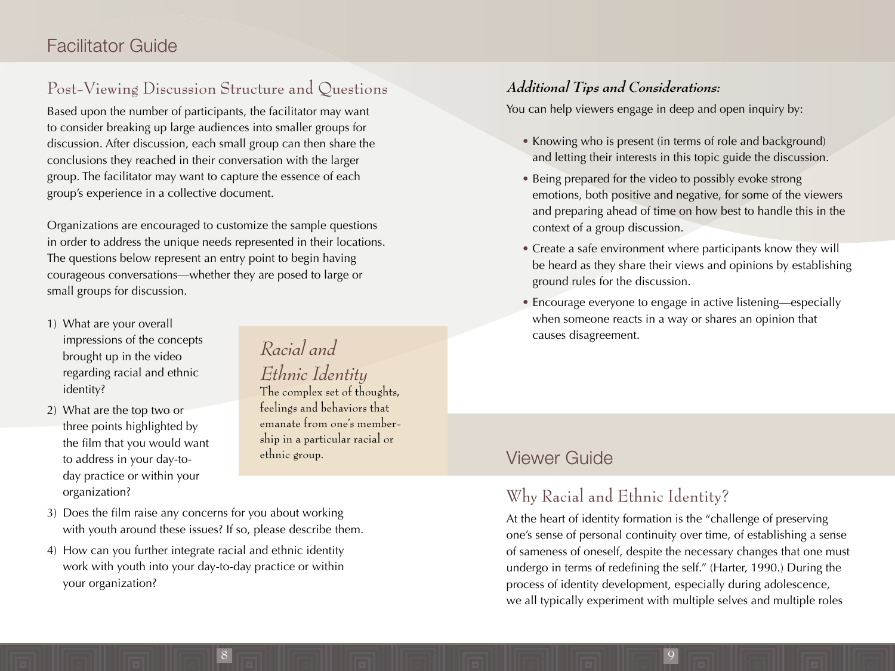# Facilitator Guide

## Post-Viewing Discussion Structure and Questions

Based upon the number of participants, the facilitator may want to consider breaking up large audiences into smaller groups for discussion. After discussion, each small group can then share the conclusions they reached in their conversation with the larger group. The facilitator may want to capture the essence of each group's experience in a collective document.

Organizations are encouraged to customize the sample questions in order to address the unique needs represented in their locations. The questions below represent an entry point to begin having courageous conversations—whether they are posed to large or small groups for discussion.

1) What are your overall impressions of the concepts brought up in the video regarding racial and ethnic identity?
2) What are the top two or three points highlighted by the film that you would want to address in your day-to-day practice or within your organization?
3) Does the film raise any concerns for you about working with youth around these issues? If so, please describe them.
4) How can you further integrate racial and ethnic identity work with youth into your day-to-day practice or within your organization?

> *Racial and Ethnic Identity*
> The complex set of thoughts, feelings and behaviors that emanate from one's membership in a particular racial or ethnic group.

### *Additional Tips and Considerations:*

You can help viewers engage in deep and open inquiry by:

- Knowing who is present (in terms of role and background) and letting their interests in this topic guide the discussion.
- Being prepared for the video to possibly evoke strong emotions, both positive and negative, for some of the viewers and preparing ahead of time on how best to handle this in the context of a group discussion.
- Create a safe environment where participants know they will be heard as they share their views and opinions by establishing ground rules for the discussion.
- Encourage everyone to engage in active listening—especially when someone reacts in a way or shares an opinion that causes disagreement.

# Viewer Guide

## Why Racial and Ethnic Identity?

At the heart of identity formation is the "challenge of preserving one's sense of personal continuity over time, of establishing a sense of sameness of oneself, despite the necessary changes that one must undergo in terms of redefining the self." (Harter, 1990.) During the process of identity development, especially during adolescence, we all typically experiment with multiple selves and multiple roles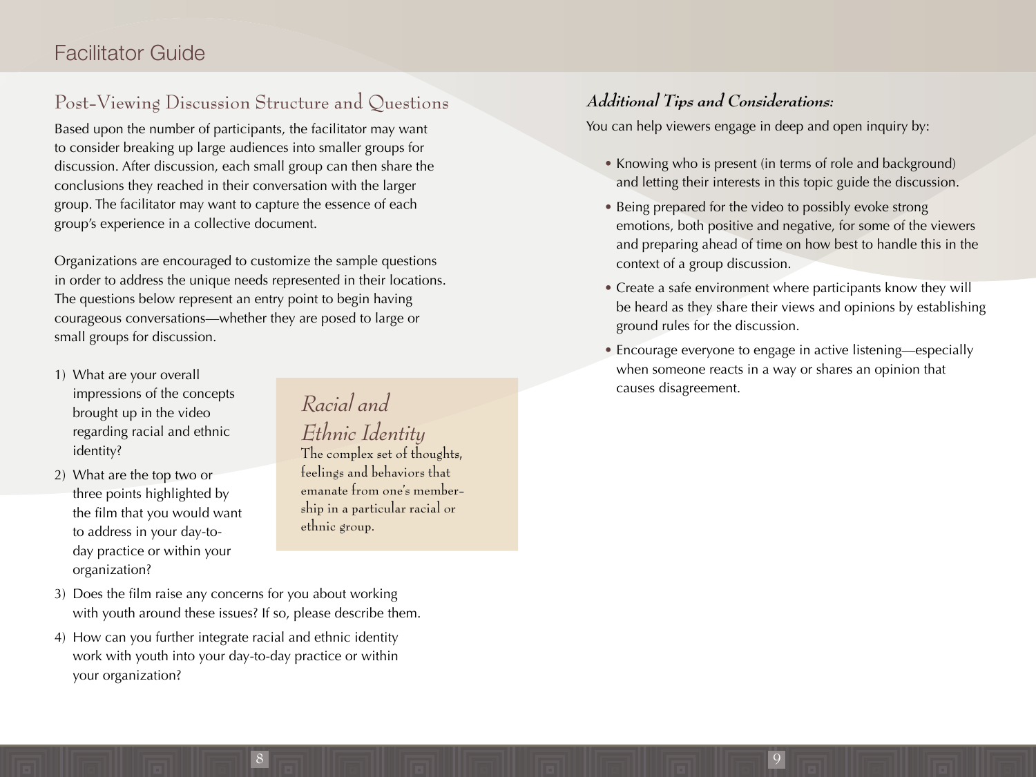## Post-Viewing Discussion Structure and Questions

Based upon the number of participants, the facilitator may want to consider breaking up large audiences into smaller groups for discussion. After discussion, each small group can then share the conclusions they reached in their conversation with the larger group. The facilitator may want to capture the essence of each group's experience in a collective document.

Organizations are encouraged to customize the sample questions in order to address the unique needs represented in their locations. The questions below represent an entry point to begin having courageous conversations—whether they are posed to large or small groups for discussion.

1) What are your overall impressions of the concepts brought up in the video regarding racial and ethnic identity?
2) What are the top two or three points highlighted by the film that you would want to address in your day-to-day practice or within your organization?
3) Does the film raise any concerns for you about working with youth around these issues? If so, please describe them.
4) How can you further integrate racial and ethnic identity work with youth into your day-to-day practice or within your organization?

> *Racial and Ethnic Identity*
> The complex set of thoughts, feelings and behaviors that emanate from one's membership in a particular racial or ethnic group.

### *Additional Tips and Considerations:*

You can help viewers engage in deep and open inquiry by:

- Knowing who is present (in terms of role and background) and letting their interests in this topic guide the discussion.
- Being prepared for the video to possibly evoke strong emotions, both positive and negative, for some of the viewers and preparing ahead of time on how best to handle this in the context of a group discussion.
- Create a safe environment where participants know they will be heard as they share their views and opinions by establishing ground rules for the discussion.
- Encourage everyone to engage in active listening—especially when someone reacts in a way or shares an opinion that causes disagreement.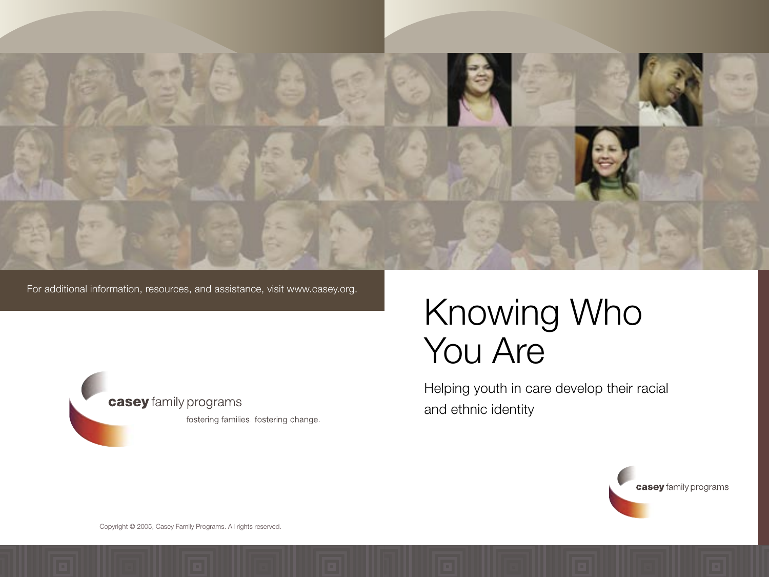For additional information, resources, and assistance, visit www.casey.org.

**casey** family programs

fostering families. fostering change.

Copyright © 2005, Casey Family Programs. All rights reserved.

# Knowing Who You Are

Helping youth in care develop their racial and ethnic identity

**casey** family programs